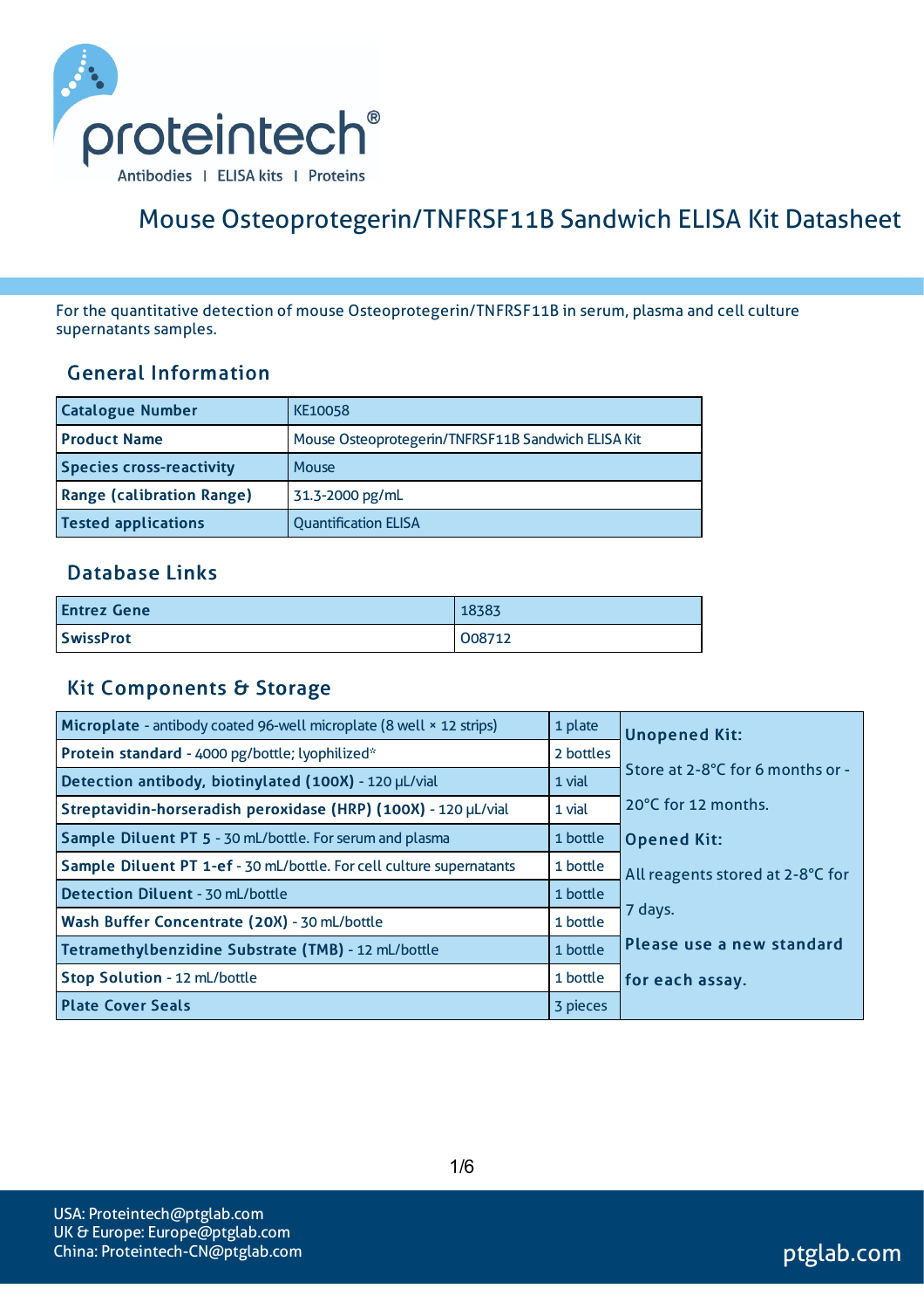# Mouse Osteoprotegerin/TNFRSF11B Sandwich ELISA Kit Datasheet

For the quantitative detection of mouse Osteoprotegerin/TNFRSF11B in serum, plasma and cell culture supernatants samples.

## General Information

| | |
|---|---|
| **Catalogue Number** | KE10058 |
| **Product Name** | Mouse Osteoprotegerin/TNFRSF11B Sandwich ELISA Kit |
| **Species cross-reactivity** | Mouse |
| **Range (calibration Range)** | 31.3-2000 pg/mL |
| **Tested applications** | Quantification ELISA |

## Database Links

| | |
|---|---|
| **Entrez Gene** | 18383 |
| **SwissProt** | O08712 |

## Kit Components & Storage

| | | |
|---|---|---|
| **Microplate** - antibody coated 96-well microplate (8 well × 12 strips) | 1 plate | **Unopened Kit:** Store at 2-8°C for 6 months or -20°C for 12 months. **Opened Kit:** All reagents stored at 2-8°C for 7 days. **Please use a new standard for each assay.** |
| **Protein standard** - 4000 pg/bottle; lyophilized* | 2 bottles | |
| **Detection antibody, biotinylated (100X)** - 120 μL/vial | 1 vial | |
| **Streptavidin-horseradish peroxidase (HRP) (100X)** - 120 μL/vial | 1 vial | |
| **Sample Diluent PT 5** - 30 mL/bottle. For serum and plasma | 1 bottle | |
| **Sample Diluent PT 1-ef** - 30 mL/bottle. For cell culture supernatants | 1 bottle | |
| **Detection Diluent** - 30 mL/bottle | 1 bottle | |
| **Wash Buffer Concentrate (20X)** - 30 mL/bottle | 1 bottle | |
| **Tetramethylbenzidine Substrate (TMB)** - 12 mL/bottle | 1 bottle | |
| **Stop Solution** - 12 mL/bottle | 1 bottle | |
| **Plate Cover Seals** | 3 pieces | |

USA: Proteintech@ptglab.com
UK & Europe: Europe@ptglab.com
China: Proteintech-CN@ptglab.com

ptglab.com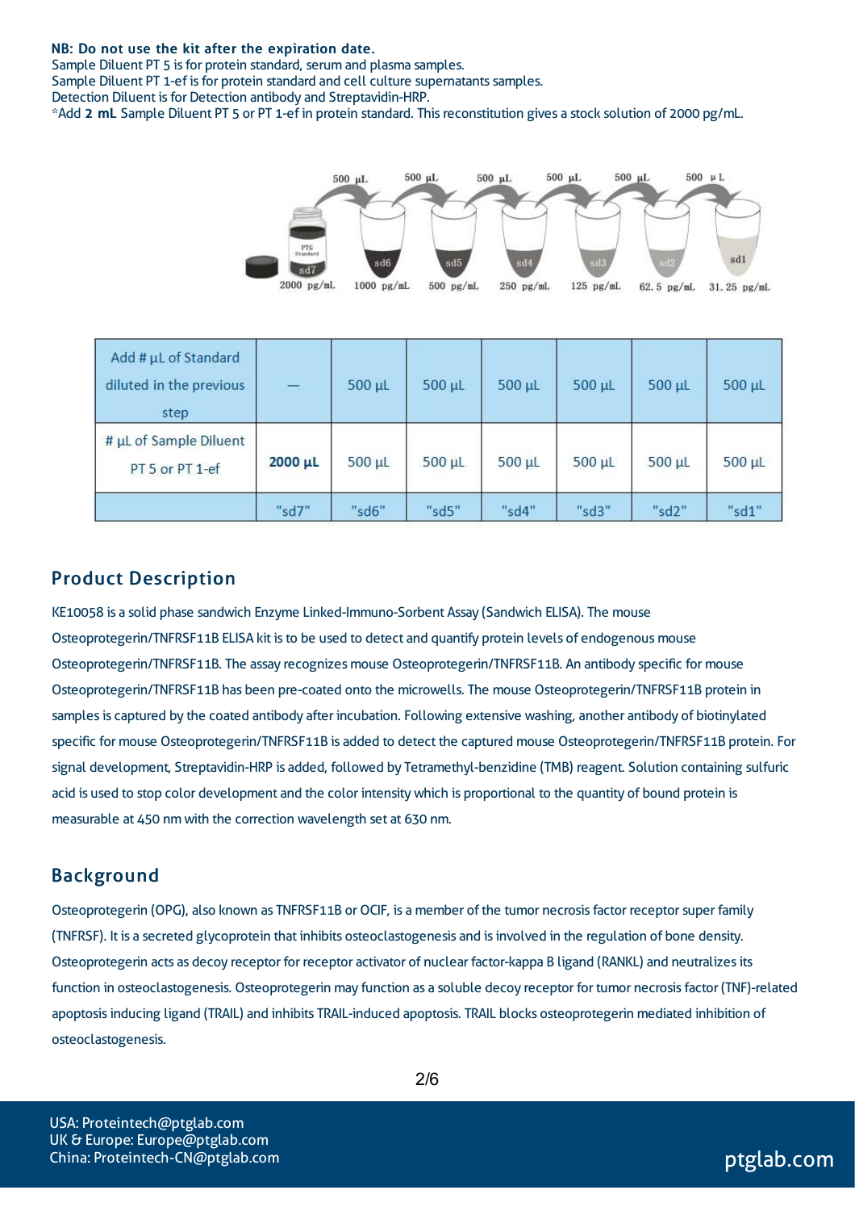**NB: Do not use the kit after the expiration date.**
Sample Diluent PT 5 is for protein standard, serum and plasma samples.
Sample Diluent PT 1-ef is for protein standard and cell culture supernatants samples.
Detection Diluent is for Detection antibody and Streptavidin-HRP.
*Add **2 mL** Sample Diluent PT 5 or PT 1-ef in protein standard. This reconstitution gives a stock solution of 2000 pg/mL.

500 μL 500 μL 500 μL 500 μL 500 μL 500 μL

PTG Standard sd7 sd6 sd5 sd4 sd3 sd2 sd1

2000 pg/mL 1000 pg/mL 500 pg/mL 250 pg/mL 125 pg/mL 62.5 pg/mL 31.25 pg/mL

| | | | | | | | |
|---|---|---|---|---|---|---|---|
| Add # μL of Standard diluted in the previous step | — | 500 μL | 500 μL | 500 μL | 500 μL | 500 μL | 500 μL |
| # μL of Sample Diluent PT 5 or PT 1-ef | **2000 μL** | 500 μL | 500 μL | 500 μL | 500 μL | 500 μL | 500 μL |
| | "sd7" | "sd6" | "sd5" | "sd4" | "sd3" | "sd2" | "sd1" |

## Product Description

KE10058 is a solid phase sandwich Enzyme Linked-Immuno-Sorbent Assay (Sandwich ELISA). The mouse Osteoprotegerin/TNFRSF11B ELISA kit is to be used to detect and quantify protein levels of endogenous mouse Osteoprotegerin/TNFRSF11B. The assay recognizes mouse Osteoprotegerin/TNFRSF11B. An antibody specific for mouse Osteoprotegerin/TNFRSF11B has been pre-coated onto the microwells. The mouse Osteoprotegerin/TNFRSF11B protein in samples is captured by the coated antibody after incubation. Following extensive washing, another antibody of biotinylated specific for mouse Osteoprotegerin/TNFRSF11B is added to detect the captured mouse Osteoprotegerin/TNFRSF11B protein. For signal development, Streptavidin-HRP is added, followed by Tetramethyl-benzidine (TMB) reagent. Solution containing sulfuric acid is used to stop color development and the color intensity which is proportional to the quantity of bound protein is measurable at 450 nm with the correction wavelength set at 630 nm.

## Background

Osteoprotegerin (OPG), also known as TNFRSF11B or OCIF, is a member of the tumor necrosis factor receptor super family (TNFRSF). It is a secreted glycoprotein that inhibits osteoclastogenesis and is involved in the regulation of bone density. Osteoprotegerin acts as decoy receptor for receptor activator of nuclear factor-kappa B ligand (RANKL) and neutralizes its function in osteoclastogenesis. Osteoprotegerin may function as a soluble decoy receptor for tumor necrosis factor (TNF)-related apoptosis inducing ligand (TRAIL) and inhibits TRAIL-induced apoptosis. TRAIL blocks osteoprotegerin mediated inhibition of osteoclastogenesis.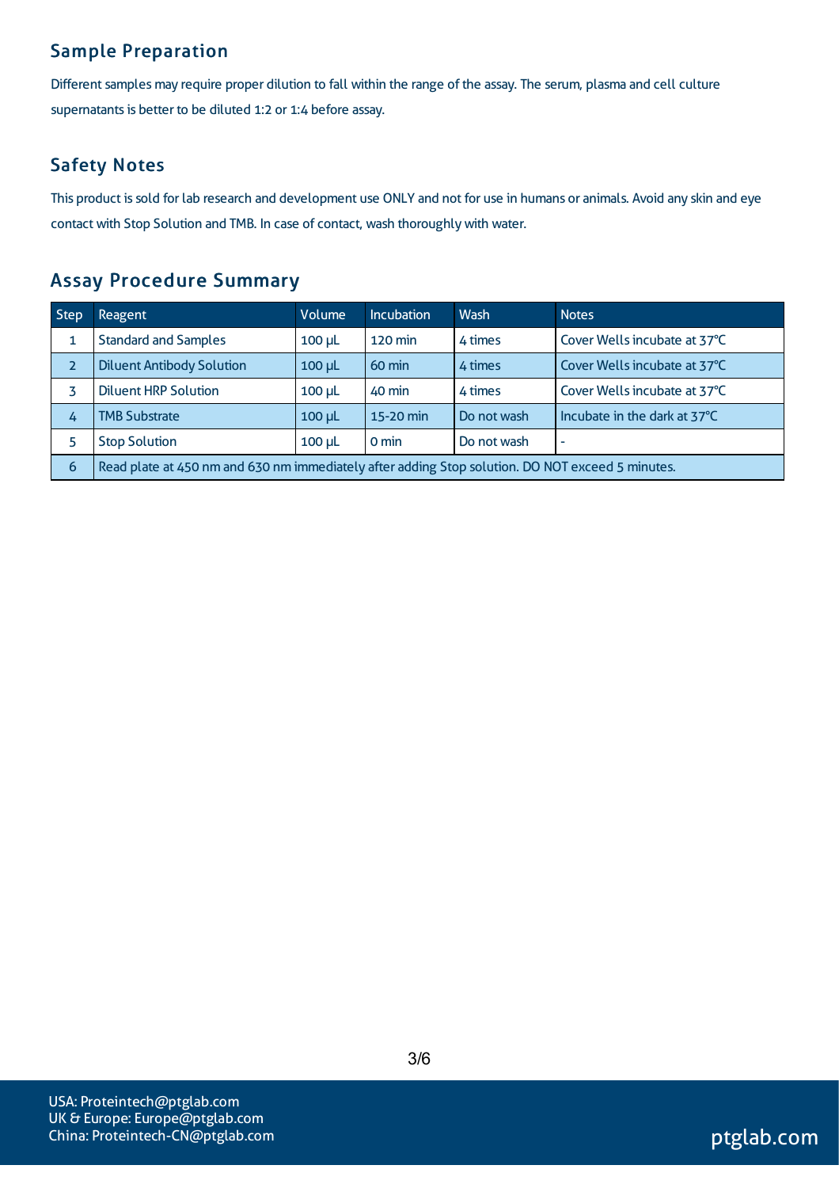## Sample Preparation

Different samples may require proper dilution to fall within the range of the assay. The serum, plasma and cell culture supernatants is better to be diluted 1:2 or 1:4 before assay.

## Safety Notes

This product is sold for lab research and development use ONLY and not for use in humans or animals. Avoid any skin and eye contact with Stop Solution and TMB. In case of contact, wash thoroughly with water.

## Assay Procedure Summary

| Step | Reagent | Volume | Incubation | Wash | Notes |
|---|---|---|---|---|---|
| 1 | Standard and Samples | 100 μL | 120 min | 4 times | Cover Wells incubate at 37°C |
| 2 | Diluent Antibody Solution | 100 μL | 60 min | 4 times | Cover Wells incubate at 37°C |
| 3 | Diluent HRP Solution | 100 μL | 40 min | 4 times | Cover Wells incubate at 37°C |
| 4 | TMB Substrate | 100 μL | 15-20 min | Do not wash | Incubate in the dark at 37°C |
| 5 | Stop Solution | 100 μL | 0 min | Do not wash | - |
| 6 | Read plate at 450 nm and 630 nm immediately after adding Stop solution. DO NOT exceed 5 minutes. | | | | |

USA: Proteintech@ptglab.com
UK & Europe: Europe@ptglab.com
China: Proteintech-CN@ptglab.com

ptglab.com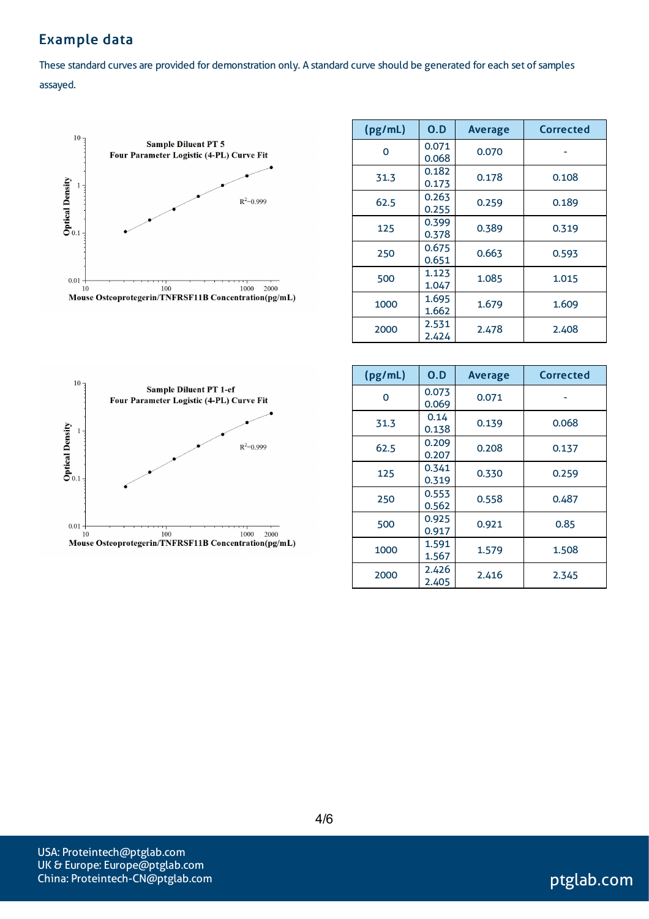## Example data

These standard curves are provided for demonstration only. A standard curve should be generated for each set of samples assayed.

Sample Diluent PT 5
Four Parameter Logistic (4-PL) Curve Fit
$R^2$=0.999
Optical Density
10
1
0.1
0.01
10 100 1000 2000
Mouse Osteoprotegerin/TNFRSF11B Concentration(pg/mL)

| (pg/mL) | O.D | Average | Corrected |
|---|---|---|---|
| 0 | 0.071<br>0.068 | 0.070 | - |
| 31.3 | 0.182<br>0.173 | 0.178 | 0.108 |
| 62.5 | 0.263<br>0.255 | 0.259 | 0.189 |
| 125 | 0.399<br>0.378 | 0.389 | 0.319 |
| 250 | 0.675<br>0.651 | 0.663 | 0.593 |
| 500 | 1.123<br>1.047 | 1.085 | 1.015 |
| 1000 | 1.695<br>1.662 | 1.679 | 1.609 |
| 2000 | 2.531<br>2.424 | 2.478 | 2.408 |

Sample Diluent PT 1-ef
Four Parameter Logistic (4-PL) Curve Fit
$R^2$=0.999
Optical Density
10
1
0.1
0.01
10 100 1000 2000
Mouse Osteoprotegerin/TNFRSF11B Concentration(pg/mL)

| (pg/mL) | O.D | Average | Corrected |
|---|---|---|---|
| 0 | 0.073<br>0.069 | 0.071 | - |
| 31.3 | 0.14<br>0.138 | 0.139 | 0.068 |
| 62.5 | 0.209<br>0.207 | 0.208 | 0.137 |
| 125 | 0.341<br>0.319 | 0.330 | 0.259 |
| 250 | 0.553<br>0.562 | 0.558 | 0.487 |
| 500 | 0.925<br>0.917 | 0.921 | 0.85 |
| 1000 | 1.591<br>1.567 | 1.579 | 1.508 |
| 2000 | 2.426<br>2.405 | 2.416 | 2.345 |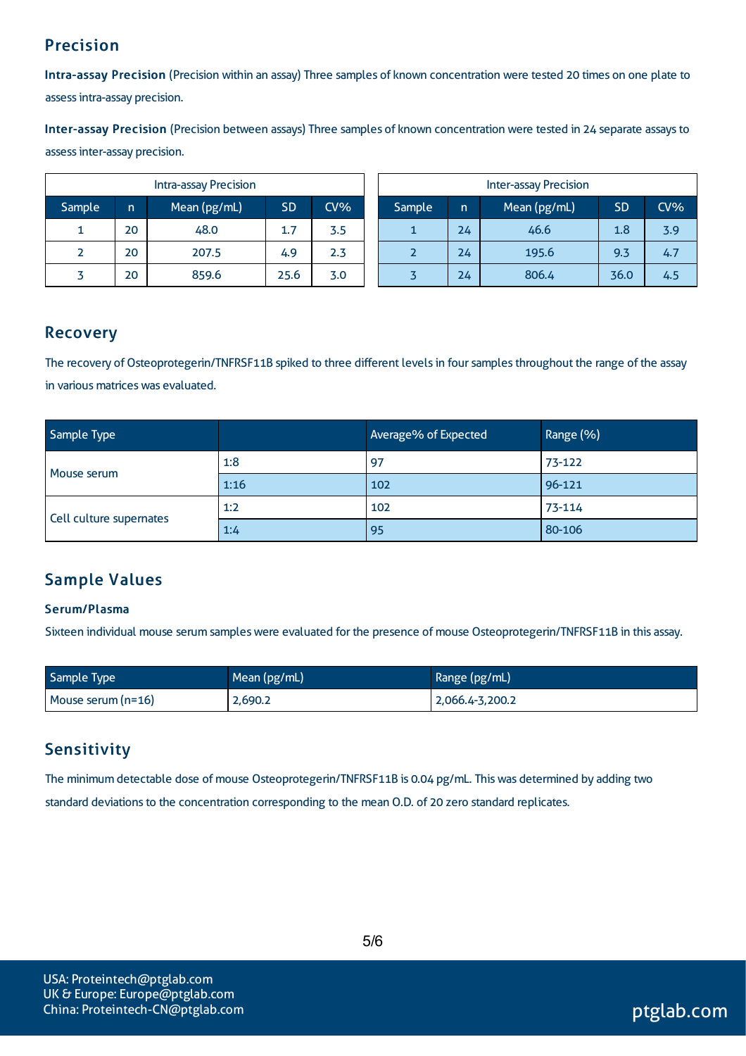## Precision

**Intra-assay Precision** (Precision within an assay) Three samples of known concentration were tested 20 times on one plate to assess intra-assay precision.

**Inter-assay Precision** (Precision between assays) Three samples of known concentration were tested in 24 separate assays to assess inter-assay precision.

| Intra-assay Precision | | | | |
|---|---|---|---|---|
| Sample | n | Mean (pg/mL) | SD | CV% |
| 1 | 20 | 48.0 | 1.7 | 3.5 |
| 2 | 20 | 207.5 | 4.9 | 2.3 |
| 3 | 20 | 859.6 | 25.6 | 3.0 |

| Inter-assay Precision | | | | |
|---|---|---|---|---|
| Sample | n | Mean (pg/mL) | SD | CV% |
| 1 | 24 | 46.6 | 1.8 | 3.9 |
| 2 | 24 | 195.6 | 9.3 | 4.7 |
| 3 | 24 | 806.4 | 36.0 | 4.5 |

## Recovery

The recovery of Osteoprotegerin/TNFRSF11B spiked to three different levels in four samples throughout the range of the assay in various matrices was evaluated.

| Sample Type | | Average% of Expected | Range (%) |
|---|---|---|---|
| Mouse serum | 1:8 | 97 | 73-122 |
| | 1:16 | 102 | 96-121 |
| Cell culture supernates | 1:2 | 102 | 73-114 |
| | 1:4 | 95 | 80-106 |

## Sample Values

### Serum/Plasma

Sixteen individual mouse serum samples were evaluated for the presence of mouse Osteoprotegerin/TNFRSF11B in this assay.

| Sample Type | Mean (pg/mL) | Range (pg/mL) |
|---|---|---|
| Mouse serum (n=16) | 2,690.2 | 2,066.4-3,200.2 |

## Sensitivity

The minimum detectable dose of mouse Osteoprotegerin/TNFRSF11B is 0.04 pg/mL. This was determined by adding two standard deviations to the concentration corresponding to the mean O.D. of 20 zero standard replicates.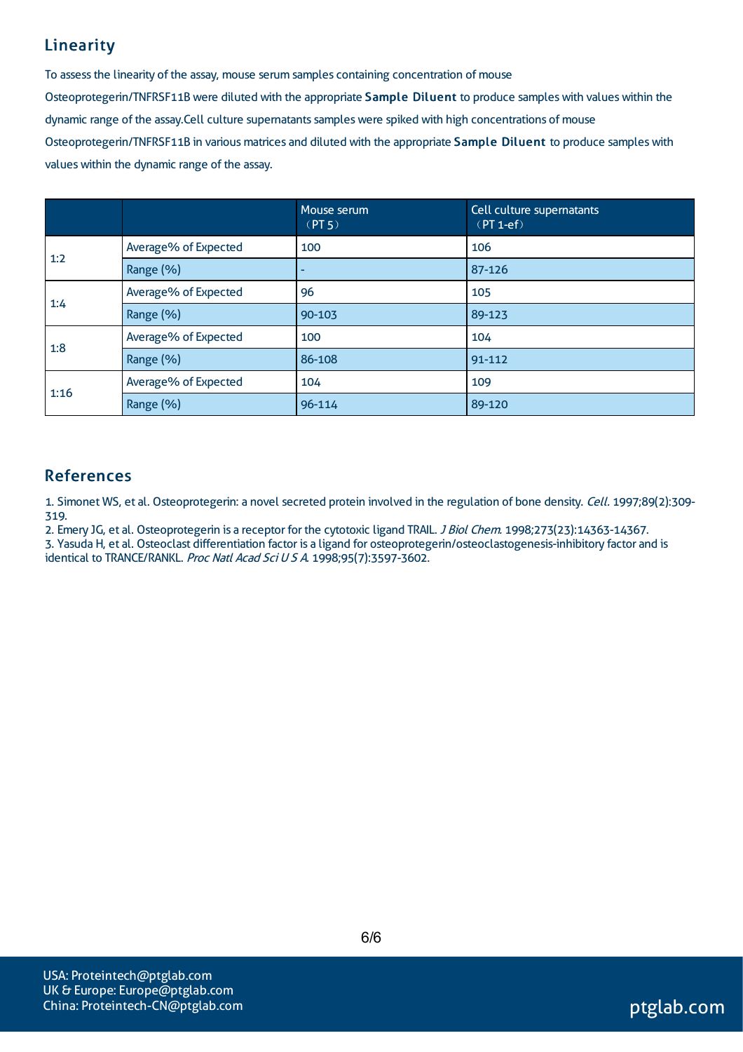## Linearity

To assess the linearity of the assay, mouse serum samples containing concentration of mouse Osteoprotegerin/TNFRSF11B were diluted with the appropriate **Sample Diluent** to produce samples with values within the dynamic range of the assay.Cell culture supernatants samples were spiked with high concentrations of mouse Osteoprotegerin/TNFRSF11B in various matrices and diluted with the appropriate **Sample Diluent** to produce samples with values within the dynamic range of the assay.

| | | Mouse serum （PT 5） | Cell culture supernatants （PT 1-ef） |
|---|---|---|---|
| 1:2 | Average% of Expected | 100 | 106 |
| | Range (%) | - | 87-126 |
| 1:4 | Average% of Expected | 96 | 105 |
| | Range (%) | 90-103 | 89-123 |
| 1:8 | Average% of Expected | 100 | 104 |
| | Range (%) | 86-108 | 91-112 |
| 1:16 | Average% of Expected | 104 | 109 |
| | Range (%) | 96-114 | 89-120 |

## References

1. Simonet WS, et al. Osteoprotegerin: a novel secreted protein involved in the regulation of bone density. *Cell.* 1997;89(2):309-319.
2. Emery JG, et al. Osteoprotegerin is a receptor for the cytotoxic ligand TRAIL. *J Biol Chem.* 1998;273(23):14363-14367.
3. Yasuda H, et al. Osteoclast differentiation factor is a ligand for osteoprotegerin/osteoclastogenesis-inhibitory factor and is identical to TRANCE/RANKL. *Proc Natl Acad Sci U S A.* 1998;95(7):3597-3602.

USA: Proteintech@ptglab.com
UK & Europe: Europe@ptglab.com
China: Proteintech-CN@ptglab.com

ptglab.com